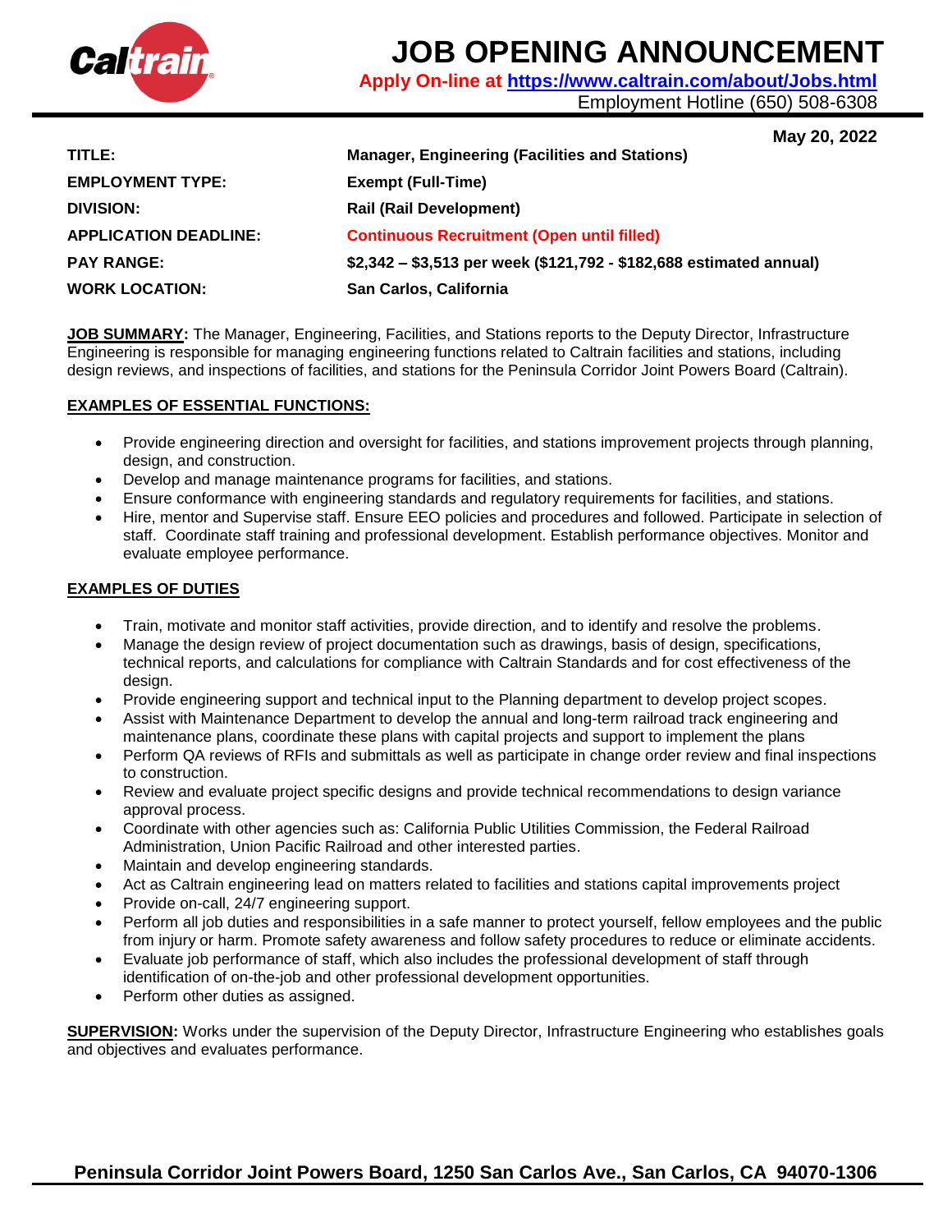# JOB OPENING ANNOUNCEMENT

**Apply On-line at [https://www.caltrain.com/about/Jobs.html](https://www.caltrain.com/about/Jobs.html)**

Employment Hotline (650) 508-6308

**May 20, 2022**

| | |
|---|---|
| **TITLE:** | **Manager, Engineering (Facilities and Stations)** |
| **EMPLOYMENT TYPE:** | **Exempt (Full-Time)** |
| **DIVISION:** | **Rail (Rail Development)** |
| **APPLICATION DEADLINE:** | **Continuous Recruitment (Open until filled)** |
| **PAY RANGE:** | **$2,342 – $3,513 per week ($121,792 - $182,688 estimated annual)** |
| **WORK LOCATION:** | **San Carlos, California** |

**JOB SUMMARY:** The Manager, Engineering, Facilities, and Stations reports to the Deputy Director, Infrastructure Engineering is responsible for managing engineering functions related to Caltrain facilities and stations, including design reviews, and inspections of facilities, and stations for the Peninsula Corridor Joint Powers Board (Caltrain).

**EXAMPLES OF ESSENTIAL FUNCTIONS:**

- Provide engineering direction and oversight for facilities, and stations improvement projects through planning, design, and construction.
- Develop and manage maintenance programs for facilities, and stations.
- Ensure conformance with engineering standards and regulatory requirements for facilities, and stations.
- Hire, mentor and Supervise staff. Ensure EEO policies and procedures and followed. Participate in selection of staff. Coordinate staff training and professional development. Establish performance objectives. Monitor and evaluate employee performance.

**EXAMPLES OF DUTIES**

- Train, motivate and monitor staff activities, provide direction, and to identify and resolve the problems.
- Manage the design review of project documentation such as drawings, basis of design, specifications, technical reports, and calculations for compliance with Caltrain Standards and for cost effectiveness of the design.
- Provide engineering support and technical input to the Planning department to develop project scopes.
- Assist with Maintenance Department to develop the annual and long-term railroad track engineering and maintenance plans, coordinate these plans with capital projects and support to implement the plans
- Perform QA reviews of RFIs and submittals as well as participate in change order review and final inspections to construction.
- Review and evaluate project specific designs and provide technical recommendations to design variance approval process.
- Coordinate with other agencies such as: California Public Utilities Commission, the Federal Railroad Administration, Union Pacific Railroad and other interested parties.
- Maintain and develop engineering standards.
- Act as Caltrain engineering lead on matters related to facilities and stations capital improvements project
- Provide on-call, 24/7 engineering support.
- Perform all job duties and responsibilities in a safe manner to protect yourself, fellow employees and the public from injury or harm. Promote safety awareness and follow safety procedures to reduce or eliminate accidents.
- Evaluate job performance of staff, which also includes the professional development of staff through identification of on-the-job and other professional development opportunities.
- Perform other duties as assigned.

**SUPERVISION:** Works under the supervision of the Deputy Director, Infrastructure Engineering who establishes goals and objectives and evaluates performance.

**Peninsula Corridor Joint Powers Board, 1250 San Carlos Ave., San Carlos, CA 94070-1306**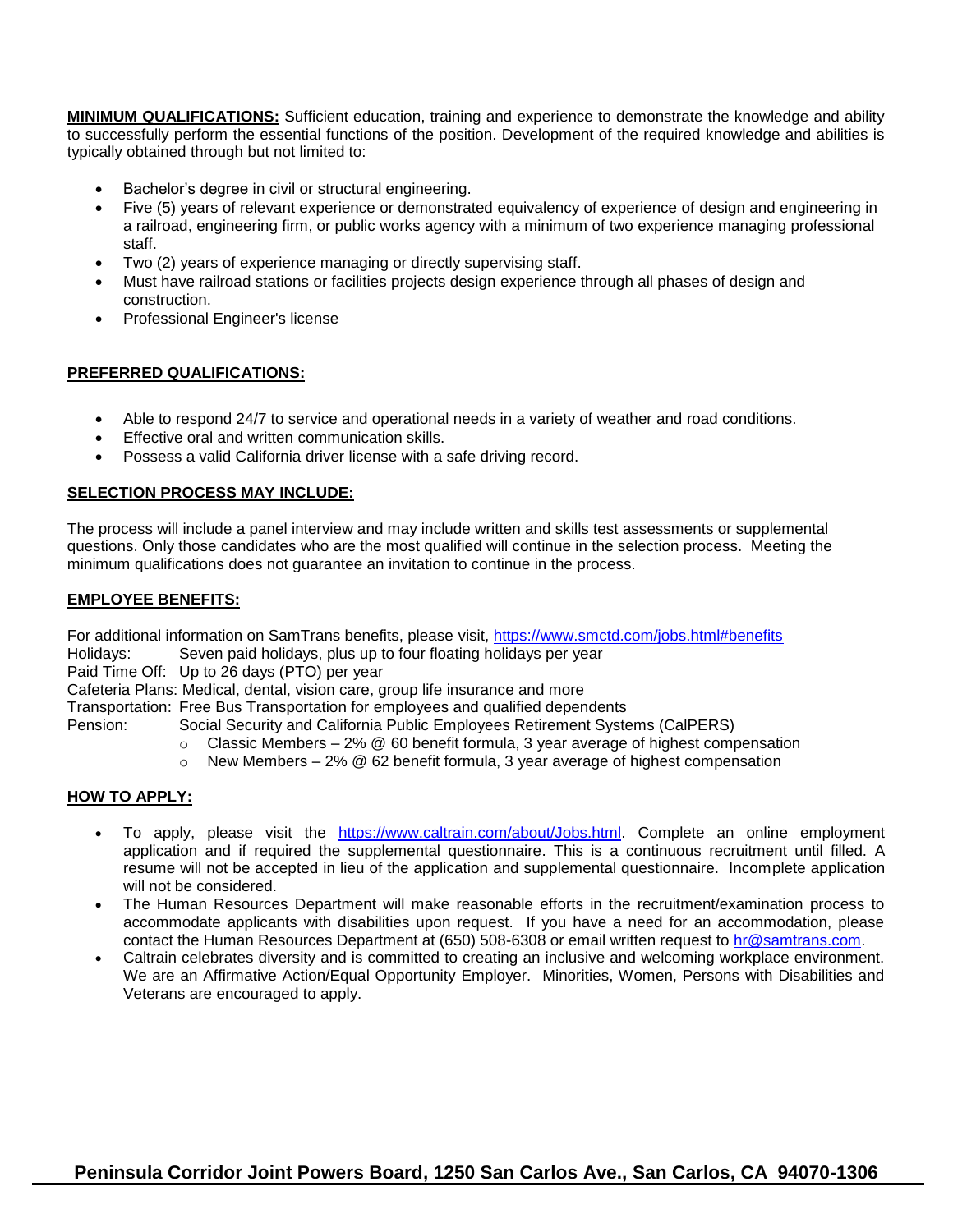**MINIMUM QUALIFICATIONS:** Sufficient education, training and experience to demonstrate the knowledge and ability to successfully perform the essential functions of the position. Development of the required knowledge and abilities is typically obtained through but not limited to:

- Bachelor's degree in civil or structural engineering.
- Five (5) years of relevant experience or demonstrated equivalency of experience of design and engineering in a railroad, engineering firm, or public works agency with a minimum of two experience managing professional staff.
- Two (2) years of experience managing or directly supervising staff.
- Must have railroad stations or facilities projects design experience through all phases of design and construction.
- Professional Engineer's license

**PREFERRED QUALIFICATIONS:**

- Able to respond 24/7 to service and operational needs in a variety of weather and road conditions.
- Effective oral and written communication skills.
- Possess a valid California driver license with a safe driving record.

**SELECTION PROCESS MAY INCLUDE:**

The process will include a panel interview and may include written and skills test assessments or supplemental questions. Only those candidates who are the most qualified will continue in the selection process. Meeting the minimum qualifications does not guarantee an invitation to continue in the process.

**EMPLOYEE BENEFITS:**

For additional information on SamTrans benefits, please visit, https://www.smctd.com/jobs.html#benefits

Holidays: Seven paid holidays, plus up to four floating holidays per year

Paid Time Off: Up to 26 days (PTO) per year

Cafeteria Plans: Medical, dental, vision care, group life insurance and more

Transportation: Free Bus Transportation for employees and qualified dependents

Pension: Social Security and California Public Employees Retirement Systems (CalPERS)

- Classic Members – 2% @ 60 benefit formula, 3 year average of highest compensation
- New Members – 2% @ 62 benefit formula, 3 year average of highest compensation

**HOW TO APPLY:**

- To apply, please visit the https://www.caltrain.com/about/Jobs.html. Complete an online employment application and if required the supplemental questionnaire. This is a continuous recruitment until filled. A resume will not be accepted in lieu of the application and supplemental questionnaire. Incomplete application will not be considered.
- The Human Resources Department will make reasonable efforts in the recruitment/examination process to accommodate applicants with disabilities upon request. If you have a need for an accommodation, please contact the Human Resources Department at (650) 508-6308 or email written request to hr@samtrans.com.
- Caltrain celebrates diversity and is committed to creating an inclusive and welcoming workplace environment. We are an Affirmative Action/Equal Opportunity Employer. Minorities, Women, Persons with Disabilities and Veterans are encouraged to apply.